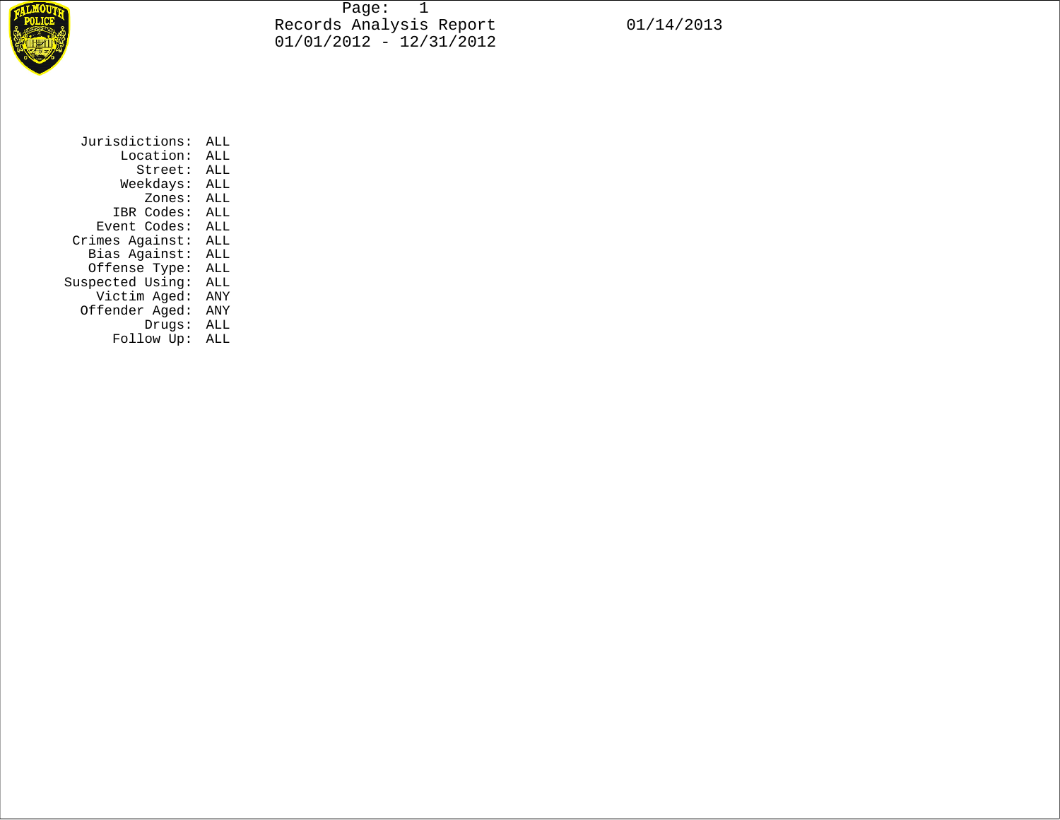# Records Analysis Report

01/01/2012 - 12/31/2012

01/14/2013

| Parameter | Value |
|---|---|
| Jurisdictions: | ALL |
| Location: | ALL |
| Street: | ALL |
| Weekdays: | ALL |
| Zones: | ALL |
| IBR Codes: | ALL |
| Event Codes: | ALL |
| Crimes Against: | ALL |
| Bias Against: | ALL |
| Offense Type: | ALL |
| Suspected Using: | ALL |
| Victim Aged: | ANY |
| Offender Aged: | ANY |
| Drugs: | ALL |
| Follow Up: | ALL |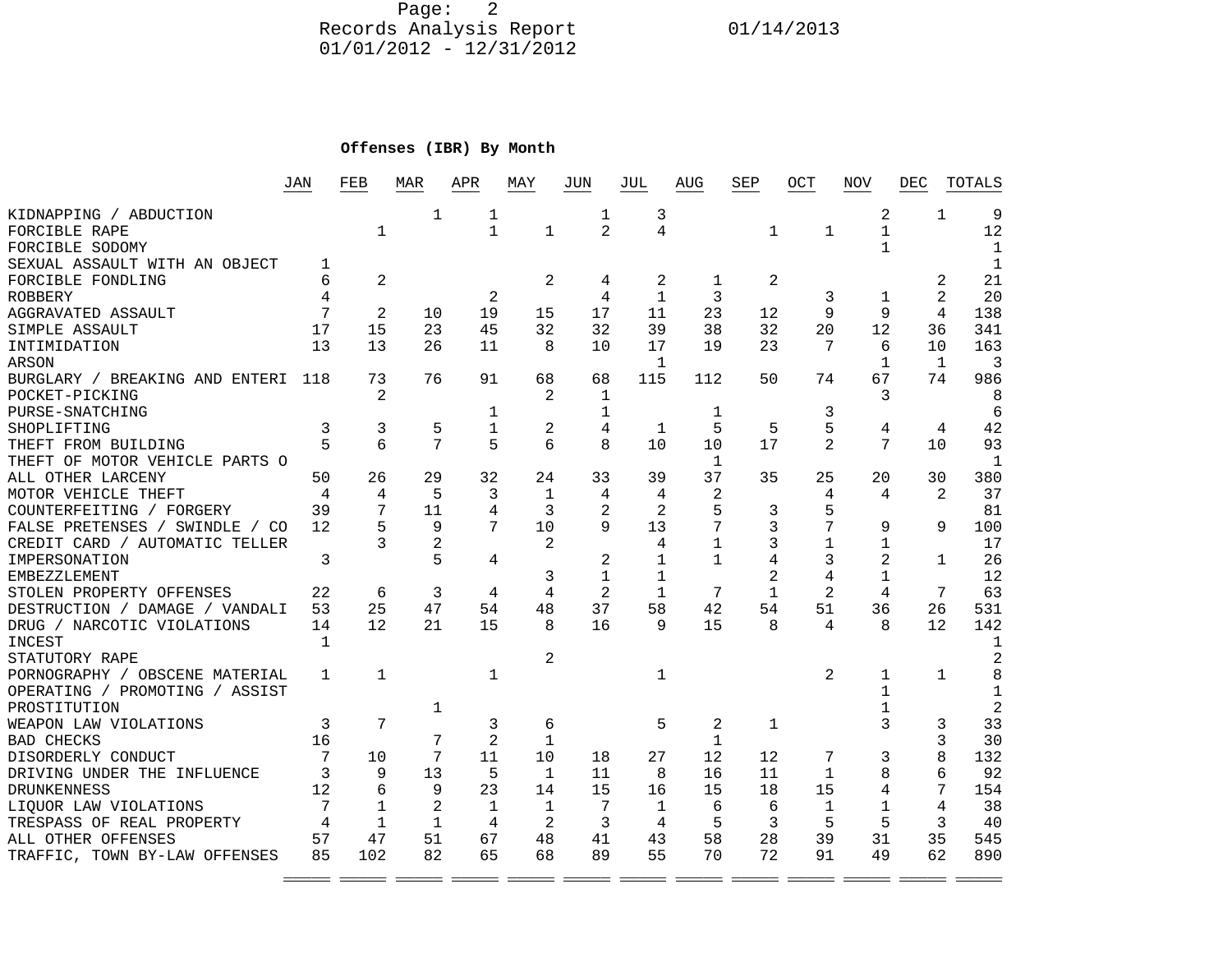Records Analysis Report 01/14/2013
01/01/2012 - 12/31/2012

**Offenses (IBR) By Month**

| | JAN | FEB | MAR | APR | MAY | JUN | JUL | AUG | SEP | OCT | NOV | DEC | TOTALS |
|---|---|---|---|---|---|---|---|---|---|---|---|---|---|
| KIDNAPPING / ABDUCTION | | | 1 | 1 | | 1 | 3 | | | | 2 | 1 | 9 |
| FORCIBLE RAPE | | 1 | | 1 | 1 | 2 | 4 | | 1 | 1 | 1 | | 12 |
| FORCIBLE SODOMY | | | | | | | | | | | 1 | | 1 |
| SEXUAL ASSAULT WITH AN OBJECT | 1 | | | | | | | | | | | | 1 |
| FORCIBLE FONDLING | 6 | 2 | | | 2 | 4 | 2 | 1 | 2 | | | 2 | 21 |
| ROBBERY | 4 | | | 2 | | 4 | 1 | 3 | | 3 | 1 | 2 | 20 |
| AGGRAVATED ASSAULT | 7 | 2 | 10 | 19 | 15 | 17 | 11 | 23 | 12 | 9 | 9 | 4 | 138 |
| SIMPLE ASSAULT | 17 | 15 | 23 | 45 | 32 | 32 | 39 | 38 | 32 | 20 | 12 | 36 | 341 |
| INTIMIDATION | 13 | 13 | 26 | 11 | 8 | 10 | 17 | 19 | 23 | 7 | 6 | 10 | 163 |
| ARSON | | | | | | | 1 | | | | 1 | 1 | 3 |
| BURGLARY / BREAKING AND ENTERI | 118 | 73 | 76 | 91 | 68 | 68 | 115 | 112 | 50 | 74 | 67 | 74 | 986 |
| POCKET-PICKING | | 2 | | | 2 | 1 | | | | | 3 | | 8 |
| PURSE-SNATCHING | | | | 1 | | 1 | | 1 | | 3 | | | 6 |
| SHOPLIFTING | 3 | 3 | 5 | 1 | 2 | 4 | 1 | 5 | 5 | 5 | 4 | 4 | 42 |
| THEFT FROM BUILDING | 5 | 6 | 7 | 5 | 6 | 8 | 10 | 10 | 17 | 2 | 7 | 10 | 93 |
| THEFT OF MOTOR VEHICLE PARTS O | | | | | | | | 1 | | | | | 1 |
| ALL OTHER LARCENY | 50 | 26 | 29 | 32 | 24 | 33 | 39 | 37 | 35 | 25 | 20 | 30 | 380 |
| MOTOR VEHICLE THEFT | 4 | 4 | 5 | 3 | 1 | 4 | 4 | 2 | | 4 | 4 | 2 | 37 |
| COUNTERFEITING / FORGERY | 39 | 7 | 11 | 4 | 3 | 2 | 2 | 5 | 3 | 5 | | | 81 |
| FALSE PRETENSES / SWINDLE / CO | 12 | 5 | 9 | 7 | 10 | 9 | 13 | 7 | 3 | 7 | 9 | 9 | 100 |
| CREDIT CARD / AUTOMATIC TELLER | | 3 | 2 | | 2 | | 4 | 1 | 3 | 1 | 1 | | 17 |
| IMPERSONATION | 3 | | 5 | 4 | | 2 | 1 | 1 | 4 | 3 | 2 | 1 | 26 |
| EMBEZZLEMENT | | | | | 3 | 1 | 1 | | 2 | 4 | 1 | | 12 |
| STOLEN PROPERTY OFFENSES | 22 | 6 | 3 | 4 | 4 | 2 | 1 | 7 | 1 | 2 | 4 | 7 | 63 |
| DESTRUCTION / DAMAGE / VANDALI | 53 | 25 | 47 | 54 | 48 | 37 | 58 | 42 | 54 | 51 | 36 | 26 | 531 |
| DRUG / NARCOTIC VIOLATIONS | 14 | 12 | 21 | 15 | 8 | 16 | 9 | 15 | 8 | 4 | 8 | 12 | 142 |
| INCEST | 1 | | | | | | | | | | | | 1 |
| STATUTORY RAPE | | | | | 2 | | | | | | | | 2 |
| PORNOGRAPHY / OBSCENE MATERIAL | 1 | 1 | | 1 | | | 1 | | | 2 | 1 | 1 | 8 |
| OPERATING / PROMOTING / ASSIST | | | | | | | | | | | 1 | | 1 |
| PROSTITUTION | | | 1 | | | | | | | | 1 | | 2 |
| WEAPON LAW VIOLATIONS | 3 | 7 | | 3 | 6 | | 5 | 2 | 1 | | 3 | 3 | 33 |
| BAD CHECKS | 16 | | 7 | 2 | 1 | | | 1 | | | | 3 | 30 |
| DISORDERLY CONDUCT | 7 | 10 | 7 | 11 | 10 | 18 | 27 | 12 | 12 | 7 | 3 | 8 | 132 |
| DRIVING UNDER THE INFLUENCE | 3 | 9 | 13 | 5 | 1 | 11 | 8 | 16 | 11 | 1 | 8 | 6 | 92 |
| DRUNKENNESS | 12 | 6 | 9 | 23 | 14 | 15 | 16 | 15 | 18 | 15 | 4 | 7 | 154 |
| LIQUOR LAW VIOLATIONS | 7 | 1 | 2 | 1 | 1 | 7 | 1 | 6 | 6 | 1 | 1 | 4 | 38 |
| TRESPASS OF REAL PROPERTY | 4 | 1 | 1 | 4 | 2 | 3 | 4 | 5 | 3 | 5 | 5 | 3 | 40 |
| ALL OTHER OFFENSES | 57 | 47 | 51 | 67 | 48 | 41 | 43 | 58 | 28 | 39 | 31 | 35 | 545 |
| TRAFFIC, TOWN BY-LAW OFFENSES | 85 | 102 | 82 | 65 | 68 | 89 | 55 | 70 | 72 | 91 | 49 | 62 | 890 |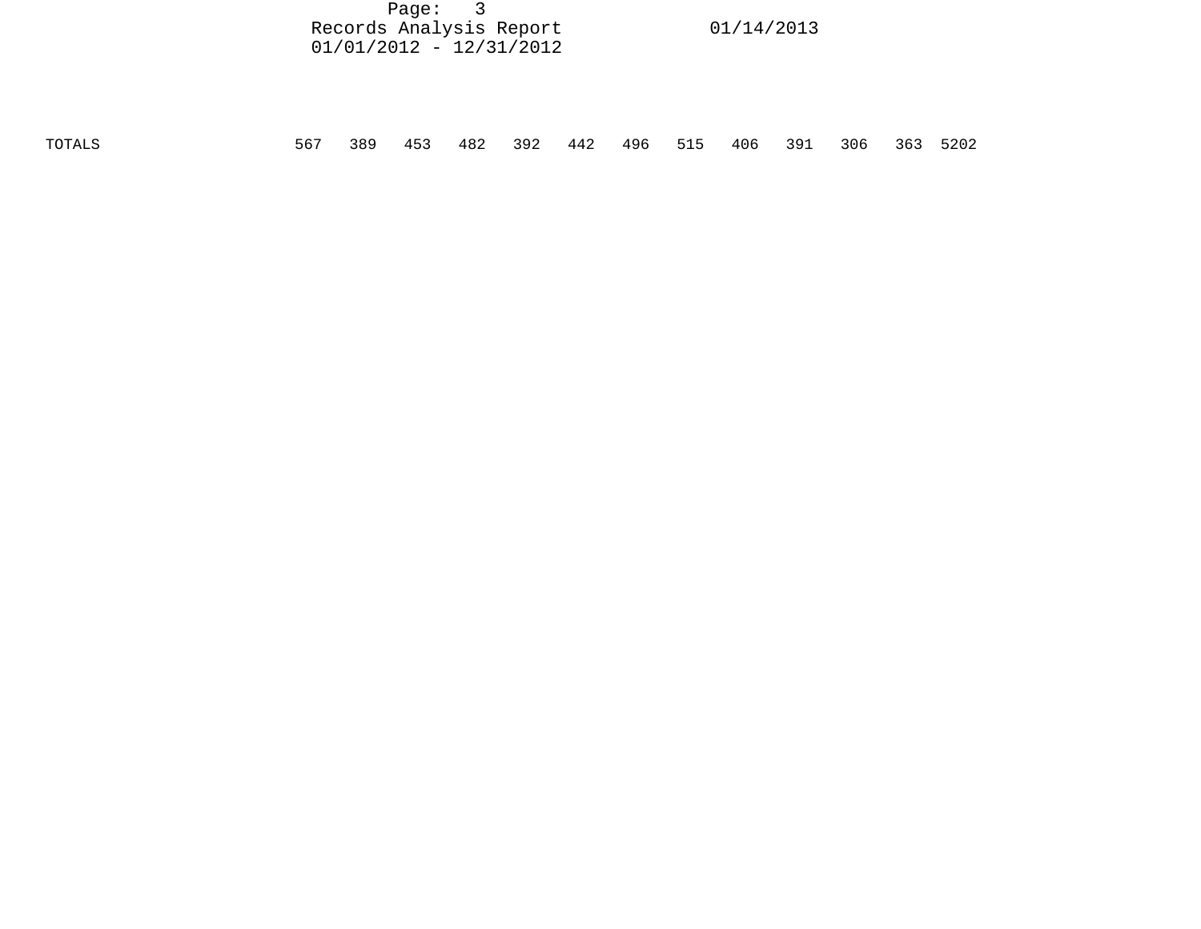Records Analysis Report

01/01/2012 - 12/31/2012

01/14/2013

| | | | | | | | | | | | | | |
|---|---|---|---|---|---|---|---|---|---|---|---|---|---|
| TOTALS | 567 | 389 | 453 | 482 | 392 | 442 | 496 | 515 | 406 | 391 | 306 | 363 | 5202 |